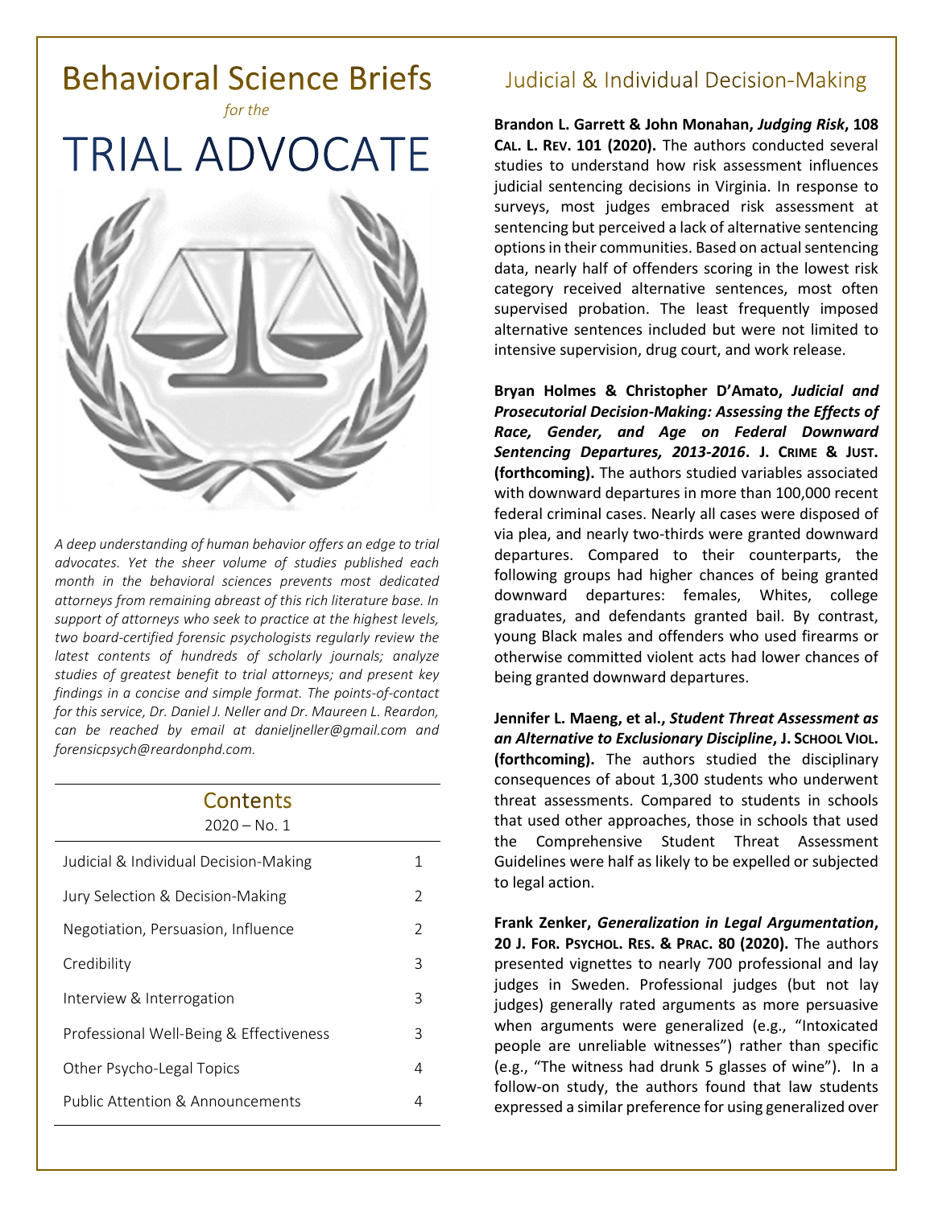# Behavioral Science Briefs

*for the*

# TRIAL ADVOCATE

*A deep understanding of human behavior offers an edge to trial advocates. Yet the sheer volume of studies published each month in the behavioral sciences prevents most dedicated attorneys from remaining abreast of this rich literature base. In support of attorneys who seek to practice at the highest levels, two board-certified forensic psychologists regularly review the latest contents of hundreds of scholarly journals; analyze studies of greatest benefit to trial attorneys; and present key findings in a concise and simple format. The points-of-contact for this service, Dr. Daniel J. Neller and Dr. Maureen L. Reardon, can be reached by email at danieljneller@gmail.com and forensicpsych@reardonphd.com.*

## Contents

2020 – No. 1

| | |
|---|---|
| Judicial & Individual Decision-Making | 1 |
| Jury Selection & Decision-Making | 2 |
| Negotiation, Persuasion, Influence | 2 |
| Credibility | 3 |
| Interview & Interrogation | 3 |
| Professional Well-Being & Effectiveness | 3 |
| Other Psycho-Legal Topics | 4 |
| Public Attention & Announcements | 4 |

## Judicial & Individual Decision-Making

**Brandon L. Garrett & John Monahan, *Judging Risk*, 108 CAL. L. REV. 101 (2020).** The authors conducted several studies to understand how risk assessment influences judicial sentencing decisions in Virginia. In response to surveys, most judges embraced risk assessment at sentencing but perceived a lack of alternative sentencing options in their communities. Based on actual sentencing data, nearly half of offenders scoring in the lowest risk category received alternative sentences, most often supervised probation. The least frequently imposed alternative sentences included but were not limited to intensive supervision, drug court, and work release.

**Bryan Holmes & Christopher D'Amato, *Judicial and Prosecutorial Decision-Making: Assessing the Effects of Race, Gender, and Age on Federal Downward Sentencing Departures, 2013-2016*. J. CRIME & JUST. (forthcoming).** The authors studied variables associated with downward departures in more than 100,000 recent federal criminal cases. Nearly all cases were disposed of via plea, and nearly two-thirds were granted downward departures. Compared to their counterparts, the following groups had higher chances of being granted downward departures: females, Whites, college graduates, and defendants granted bail. By contrast, young Black males and offenders who used firearms or otherwise committed violent acts had lower chances of being granted downward departures.

**Jennifer L. Maeng, et al., *Student Threat Assessment as an Alternative to Exclusionary Discipline*, J. SCHOOL VIOL. (forthcoming).** The authors studied the disciplinary consequences of about 1,300 students who underwent threat assessments. Compared to students in schools that used other approaches, those in schools that used the Comprehensive Student Threat Assessment Guidelines were half as likely to be expelled or subjected to legal action.

**Frank Zenker, *Generalization in Legal Argumentation*, 20 J. FOR. PSYCHOL. RES. & PRAC. 80 (2020).** The authors presented vignettes to nearly 700 professional and lay judges in Sweden. Professional judges (but not lay judges) generally rated arguments as more persuasive when arguments were generalized (e.g., "Intoxicated people are unreliable witnesses") rather than specific (e.g., "The witness had drunk 5 glasses of wine"). In a follow-on study, the authors found that law students expressed a similar preference for using generalized over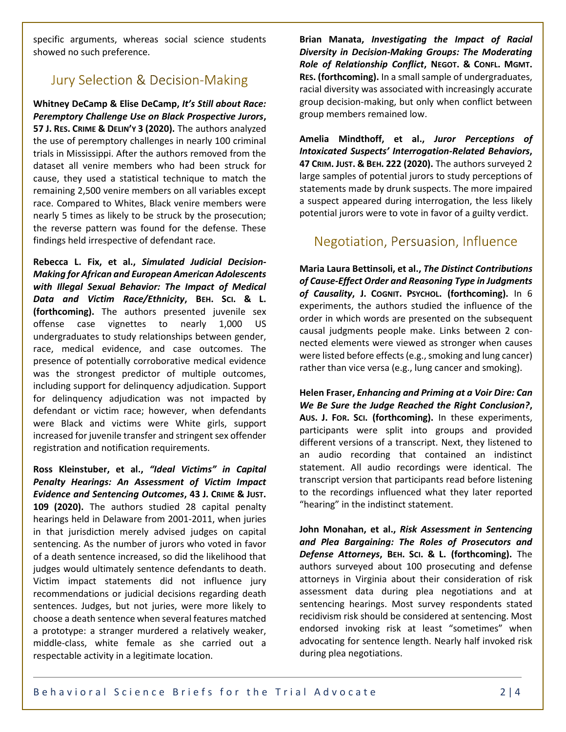specific arguments, whereas social science students showed no such preference.

## Jury Selection & Decision-Making

**Whitney DeCamp & Elise DeCamp, *It's Still about Race: Peremptory Challenge Use on Black Prospective Jurors*, 57 J. Res. Crime & Delin'y 3 (2020).** The authors analyzed the use of peremptory challenges in nearly 100 criminal trials in Mississippi. After the authors removed from the dataset all venire members who had been struck for cause, they used a statistical technique to match the remaining 2,500 venire members on all variables except race. Compared to Whites, Black venire members were nearly 5 times as likely to be struck by the prosecution; the reverse pattern was found for the defense. These findings held irrespective of defendant race.

**Rebecca L. Fix, et al., *Simulated Judicial Decision-Making for African and European American Adolescents with Illegal Sexual Behavior: The Impact of Medical Data and Victim Race/Ethnicity*, Beh. Sci. & L. (forthcoming).** The authors presented juvenile sex offense case vignettes to nearly 1,000 US undergraduates to study relationships between gender, race, medical evidence, and case outcomes. The presence of potentially corroborative medical evidence was the strongest predictor of multiple outcomes, including support for delinquency adjudication. Support for delinquency adjudication was not impacted by defendant or victim race; however, when defendants were Black and victims were White girls, support increased for juvenile transfer and stringent sex offender registration and notification requirements.

**Ross Kleinstuber, et al., *"Ideal Victims" in Capital Penalty Hearings: An Assessment of Victim Impact Evidence and Sentencing Outcomes*, 43 J. Crime & Just. 109 (2020).** The authors studied 28 capital penalty hearings held in Delaware from 2001-2011, when juries in that jurisdiction merely advised judges on capital sentencing. As the number of jurors who voted in favor of a death sentence increased, so did the likelihood that judges would ultimately sentence defendants to death. Victim impact statements did not influence jury recommendations or judicial decisions regarding death sentences. Judges, but not juries, were more likely to choose a death sentence when several features matched a prototype: a stranger murdered a relatively weaker, middle-class, white female as she carried out a respectable activity in a legitimate location.

**Brian Manata, *Investigating the Impact of Racial Diversity in Decision-Making Groups: The Moderating Role of Relationship Conflict*, Negot. & Confl. Mgmt. Res. (forthcoming).** In a small sample of undergraduates, racial diversity was associated with increasingly accurate group decision-making, but only when conflict between group members remained low.

**Amelia Mindthoff, et al., *Juror Perceptions of Intoxicated Suspects' Interrogation-Related Behaviors*, 47 Crim. Just. & Beh. 222 (2020).** The authors surveyed 2 large samples of potential jurors to study perceptions of statements made by drunk suspects. The more impaired a suspect appeared during interrogation, the less likely potential jurors were to vote in favor of a guilty verdict.

## Negotiation, Persuasion, Influence

**Maria Laura Bettinsoli, et al., *The Distinct Contributions of Cause-Effect Order and Reasoning Type in Judgments of Causality*, J. Cognit. Psychol. (forthcoming).** In 6 experiments, the authors studied the influence of the order in which words are presented on the subsequent causal judgments people make. Links between 2 connected elements were viewed as stronger when causes were listed before effects (e.g., smoking and lung cancer) rather than vice versa (e.g., lung cancer and smoking).

**Helen Fraser, *Enhancing and Priming at a Voir Dire: Can We Be Sure the Judge Reached the Right Conclusion?*, Aus. J. For. Sci. (forthcoming).** In these experiments, participants were split into groups and provided different versions of a transcript. Next, they listened to an audio recording that contained an indistinct statement. All audio recordings were identical. The transcript version that participants read before listening to the recordings influenced what they later reported "hearing" in the indistinct statement.

**John Monahan, et al., *Risk Assessment in Sentencing and Plea Bargaining: The Roles of Prosecutors and Defense Attorneys*, Beh. Sci. & L. (forthcoming).** The authors surveyed about 100 prosecuting and defense attorneys in Virginia about their consideration of risk assessment data during plea negotiations and at sentencing hearings. Most survey respondents stated recidivism risk should be considered at sentencing. Most endorsed invoking risk at least "sometimes" when advocating for sentence length. Nearly half invoked risk during plea negotiations.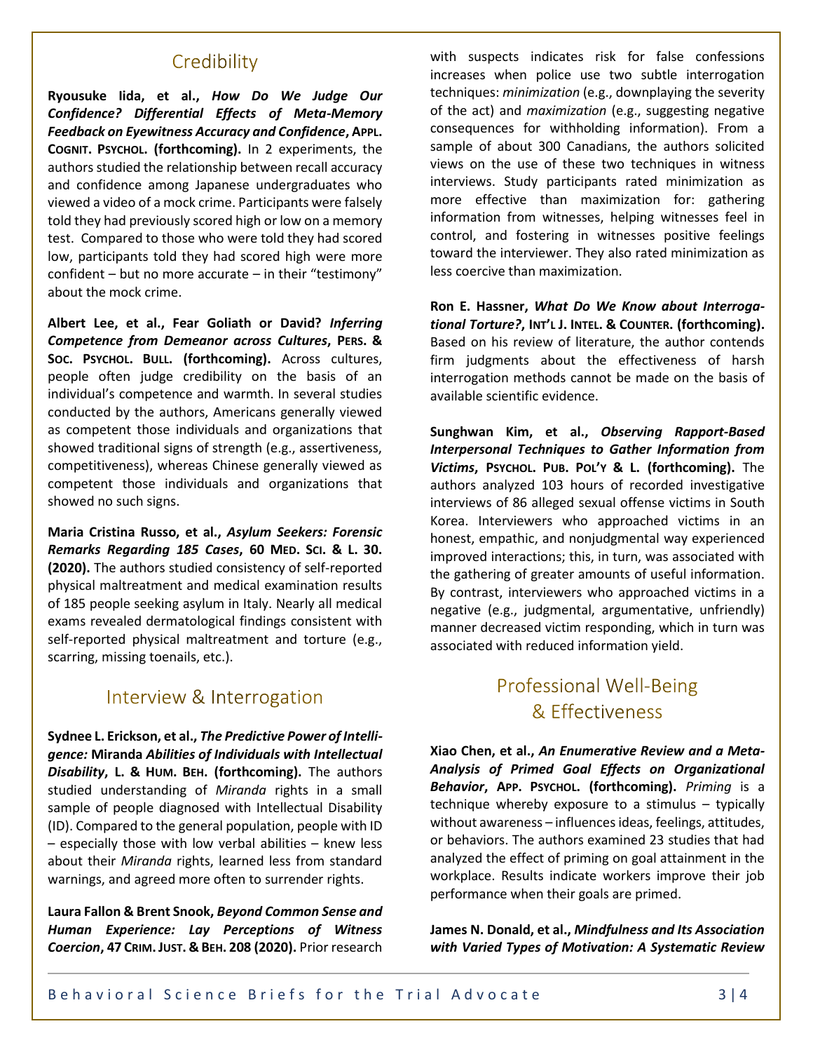## Credibility

**Ryousuke Iida, et al., *How Do We Judge Our Confidence? Differential Effects of Meta-Memory Feedback on Eyewitness Accuracy and Confidence*, APPL. COGNIT. PSYCHOL. (forthcoming).** In 2 experiments, the authors studied the relationship between recall accuracy and confidence among Japanese undergraduates who viewed a video of a mock crime. Participants were falsely told they had previously scored high or low on a memory test. Compared to those who were told they had scored low, participants told they had scored high were more confident – but no more accurate – in their "testimony" about the mock crime.

**Albert Lee, et al., Fear Goliath or David? *Inferring Competence from Demeanor across Cultures*, PERS. & SOC. PSYCHOL. BULL. (forthcoming).** Across cultures, people often judge credibility on the basis of an individual's competence and warmth. In several studies conducted by the authors, Americans generally viewed as competent those individuals and organizations that showed traditional signs of strength (e.g., assertiveness, competitiveness), whereas Chinese generally viewed as competent those individuals and organizations that showed no such signs.

**Maria Cristina Russo, et al., *Asylum Seekers: Forensic Remarks Regarding 185 Cases*, 60 MED. SCI. & L. 30. (2020).** The authors studied consistency of self-reported physical maltreatment and medical examination results of 185 people seeking asylum in Italy. Nearly all medical exams revealed dermatological findings consistent with self-reported physical maltreatment and torture (e.g., scarring, missing toenails, etc.).

## Interview & Interrogation

**Sydnee L. Erickson, et al., *The Predictive Power of Intelligence:* Miranda *Abilities of Individuals with Intellectual Disability*, L. & HUM. BEH. (forthcoming).** The authors studied understanding of *Miranda* rights in a small sample of people diagnosed with Intellectual Disability (ID). Compared to the general population, people with ID – especially those with low verbal abilities – knew less about their *Miranda* rights, learned less from standard warnings, and agreed more often to surrender rights.

**Laura Fallon & Brent Snook, *Beyond Common Sense and Human Experience: Lay Perceptions of Witness Coercion*, 47 CRIM. JUST. & BEH. 208 (2020).** Prior research with suspects indicates risk for false confessions increases when police use two subtle interrogation techniques: *minimization* (e.g., downplaying the severity of the act) and *maximization* (e.g., suggesting negative consequences for withholding information). From a sample of about 300 Canadians, the authors solicited views on the use of these two techniques in witness interviews. Study participants rated minimization as more effective than maximization for: gathering information from witnesses, helping witnesses feel in control, and fostering in witnesses positive feelings toward the interviewer. They also rated minimization as less coercive than maximization.

**Ron E. Hassner, *What Do We Know about Interrogational Torture?*, INT'L J. INTEL. & COUNTER. (forthcoming).** Based on his review of literature, the author contends firm judgments about the effectiveness of harsh interrogation methods cannot be made on the basis of available scientific evidence.

**Sunghwan Kim, et al., *Observing Rapport-Based Interpersonal Techniques to Gather Information from Victims*, PSYCHOL. PUB. POL'Y & L. (forthcoming).** The authors analyzed 103 hours of recorded investigative interviews of 86 alleged sexual offense victims in South Korea. Interviewers who approached victims in an honest, empathic, and nonjudgmental way experienced improved interactions; this, in turn, was associated with the gathering of greater amounts of useful information. By contrast, interviewers who approached victims in a negative (e.g., judgmental, argumentative, unfriendly) manner decreased victim responding, which in turn was associated with reduced information yield.

## Professional Well-Being & Effectiveness

**Xiao Chen, et al., *An Enumerative Review and a Meta-Analysis of Primed Goal Effects on Organizational Behavior*, APP. PSYCHOL. (forthcoming).** *Priming* is a technique whereby exposure to a stimulus – typically without awareness – influences ideas, feelings, attitudes, or behaviors. The authors examined 23 studies that had analyzed the effect of priming on goal attainment in the workplace. Results indicate workers improve their job performance when their goals are primed.

**James N. Donald, et al., *Mindfulness and Its Association with Varied Types of Motivation: A Systematic Review*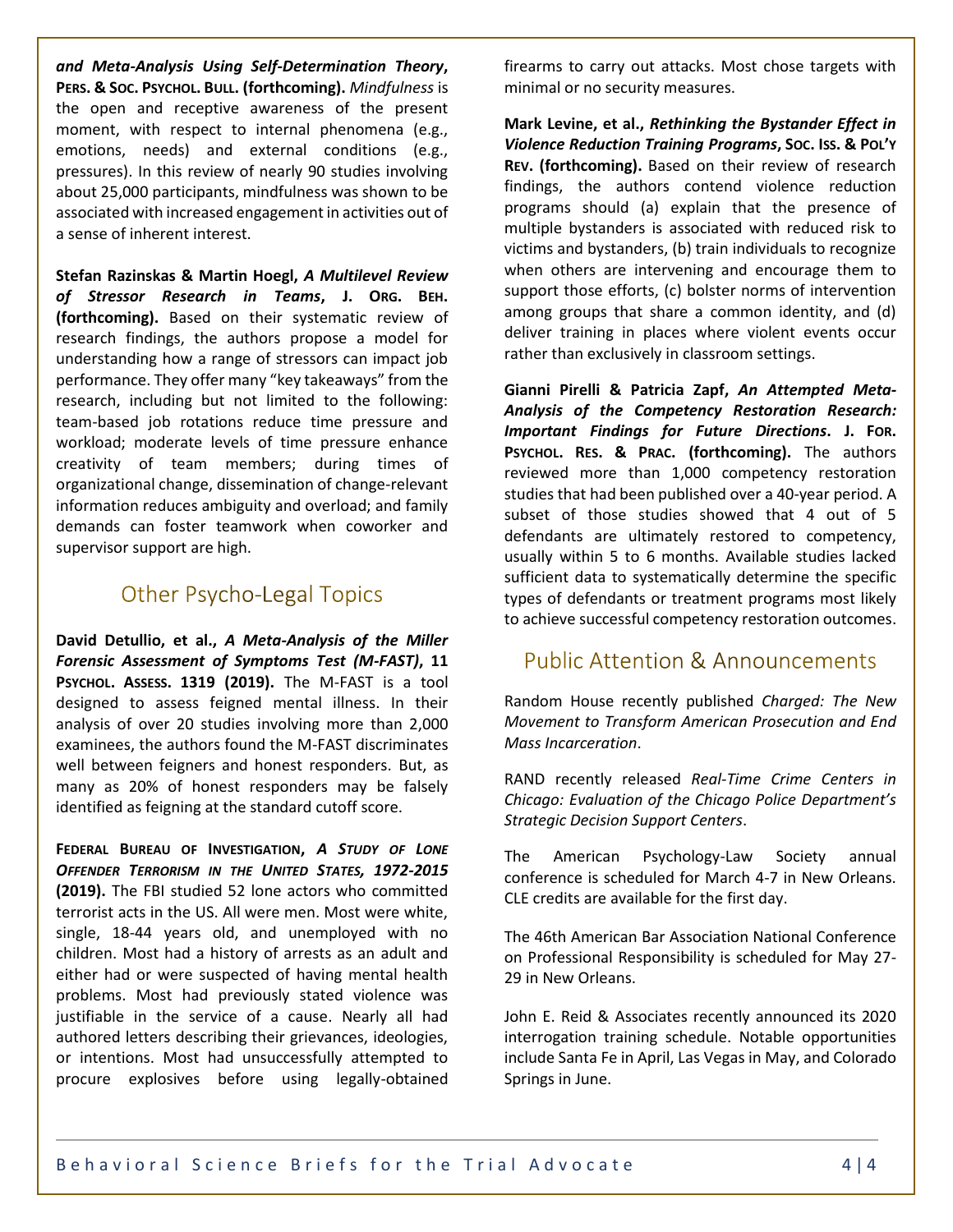***and Meta-Analysis Using Self-Determination Theory*, PERS. & SOC. PSYCHOL. BULL. (forthcoming).** *Mindfulness* is the open and receptive awareness of the present moment, with respect to internal phenomena (e.g., emotions, needs) and external conditions (e.g., pressures). In this review of nearly 90 studies involving about 25,000 participants, mindfulness was shown to be associated with increased engagement in activities out of a sense of inherent interest.

**Stefan Razinskas & Martin Hoegl, *A Multilevel Review of Stressor Research in Teams*, J. ORG. BEH. (forthcoming).** Based on their systematic review of research findings, the authors propose a model for understanding how a range of stressors can impact job performance. They offer many "key takeaways" from the research, including but not limited to the following: team-based job rotations reduce time pressure and workload; moderate levels of time pressure enhance creativity of team members; during times of organizational change, dissemination of change-relevant information reduces ambiguity and overload; and family demands can foster teamwork when coworker and supervisor support are high.

## Other Psycho-Legal Topics

**David Detullio, et al., *A Meta-Analysis of the Miller Forensic Assessment of Symptoms Test (M-FAST)*, 11 PSYCHOL. ASSESS. 1319 (2019).** The M-FAST is a tool designed to assess feigned mental illness. In their analysis of over 20 studies involving more than 2,000 examinees, the authors found the M-FAST discriminates well between feigners and honest responders. But, as many as 20% of honest responders may be falsely identified as feigning at the standard cutoff score.

**FEDERAL BUREAU OF INVESTIGATION, *A STUDY OF LONE OFFENDER TERRORISM IN THE UNITED STATES, 1972-2015* (2019).** The FBI studied 52 lone actors who committed terrorist acts in the US. All were men. Most were white, single, 18-44 years old, and unemployed with no children. Most had a history of arrests as an adult and either had or were suspected of having mental health problems. Most had previously stated violence was justifiable in the service of a cause. Nearly all had authored letters describing their grievances, ideologies, or intentions. Most had unsuccessfully attempted to procure explosives before using legally-obtained firearms to carry out attacks. Most chose targets with minimal or no security measures.

**Mark Levine, et al., *Rethinking the Bystander Effect in Violence Reduction Training Programs*, SOC. ISS. & POL'Y REV. (forthcoming).** Based on their review of research findings, the authors contend violence reduction programs should (a) explain that the presence of multiple bystanders is associated with reduced risk to victims and bystanders, (b) train individuals to recognize when others are intervening and encourage them to support those efforts, (c) bolster norms of intervention among groups that share a common identity, and (d) deliver training in places where violent events occur rather than exclusively in classroom settings.

**Gianni Pirelli & Patricia Zapf, *An Attempted Meta-Analysis of the Competency Restoration Research: Important Findings for Future Directions*. J. FOR. PSYCHOL. RES. & PRAC. (forthcoming).** The authors reviewed more than 1,000 competency restoration studies that had been published over a 40-year period. A subset of those studies showed that 4 out of 5 defendants are ultimately restored to competency, usually within 5 to 6 months. Available studies lacked sufficient data to systematically determine the specific types of defendants or treatment programs most likely to achieve successful competency restoration outcomes.

## Public Attention & Announcements

Random House recently published *Charged: The New Movement to Transform American Prosecution and End Mass Incarceration*.

RAND recently released *Real-Time Crime Centers in Chicago: Evaluation of the Chicago Police Department's Strategic Decision Support Centers*.

The American Psychology-Law Society annual conference is scheduled for March 4-7 in New Orleans. CLE credits are available for the first day.

The 46th American Bar Association National Conference on Professional Responsibility is scheduled for May 27-29 in New Orleans.

John E. Reid & Associates recently announced its 2020 interrogation training schedule. Notable opportunities include Santa Fe in April, Las Vegas in May, and Colorado Springs in June.